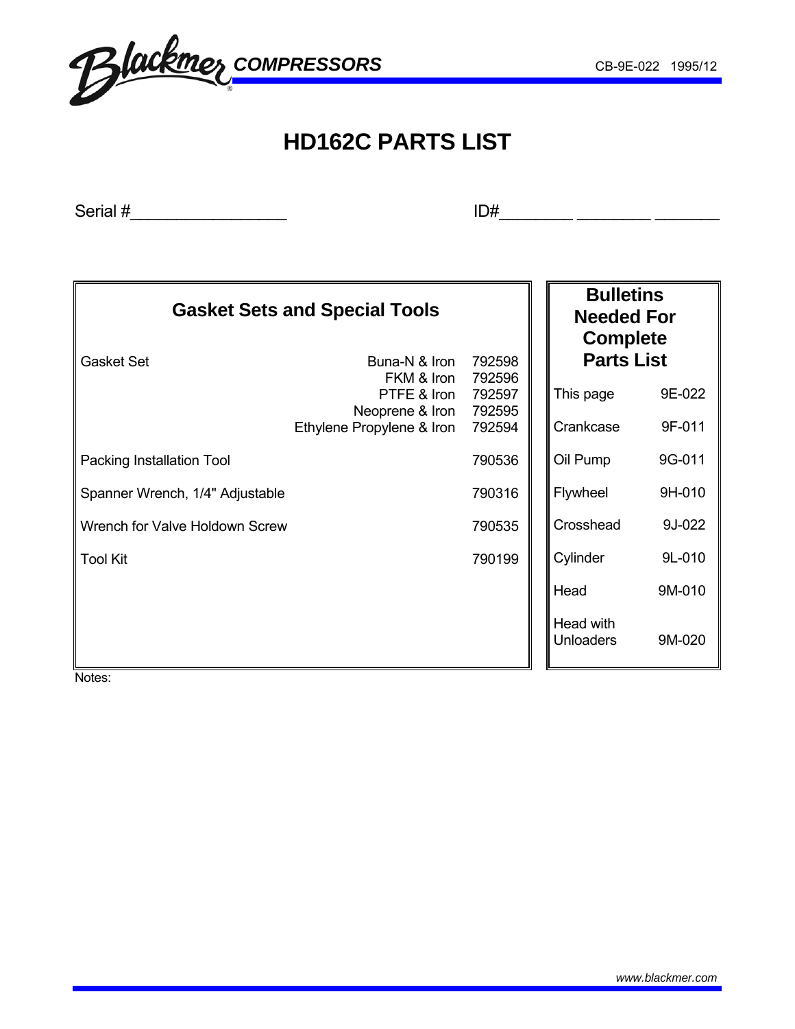Blackmer COMPRESSORS CB-9E-022 1995/12

# HD162C PARTS LIST

Serial #_________________ ID#________ ________ _______

## Gasket Sets and Special Tools

| Item | Material | Part No. |
|---|---|---|
| Gasket Set | Buna-N & Iron | 792598 |
| | FKM & Iron | 792596 |
| | PTFE & Iron | 792597 |
| | Neoprene & Iron | 792595 |
| | Ethylene Propylene & Iron | 792594 |
| Packing Installation Tool | | 790536 |
| Spanner Wrench, 1/4" Adjustable | | 790316 |
| Wrench for Valve Holdown Screw | | 790535 |
| Tool Kit | | 790199 |

## Bulletins Needed For Complete Parts List

| Item | Bulletin |
|---|---|
| This page | 9E-022 |
| Crankcase | 9F-011 |
| Oil Pump | 9G-011 |
| Flywheel | 9H-010 |
| Crosshead | 9J-022 |
| Cylinder | 9L-010 |
| Head | 9M-010 |
| Head with Unloaders | 9M-020 |

Notes:

www.blackmer.com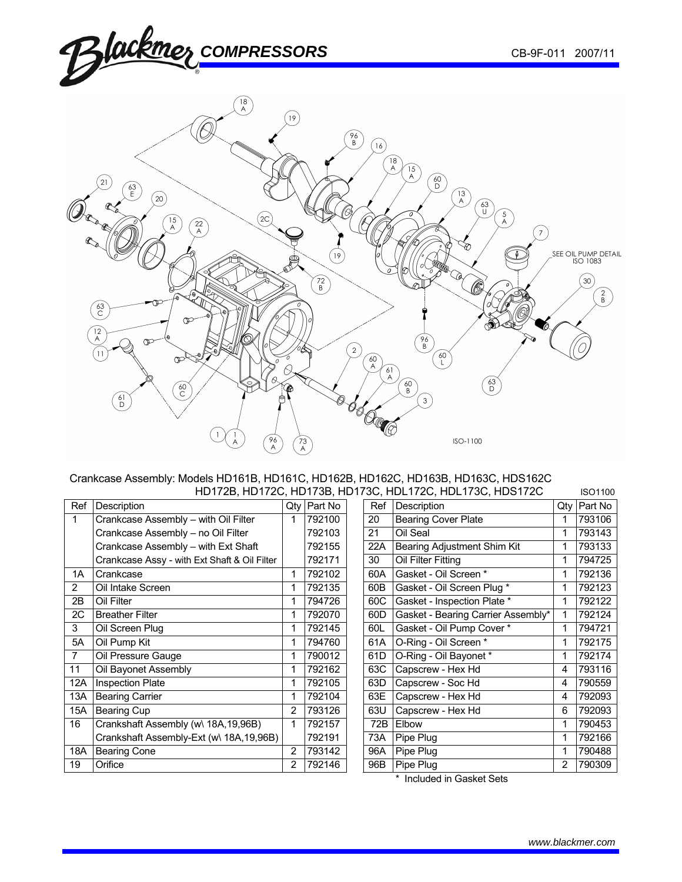Crankcase Assembly: Models HD161B, HD161C, HD162B, HD162C, HD163B, HD163C, HDS162C
HD172B, HD172C, HD173B, HD173C, HDL172C, HDL173C, HDS172C

ISO1100

| Ref | Description | Qty | Part No |
|---|---|---|---|
| 1 | Crankcase Assembly – with Oil Filter | 1 | 792100 |
| | Crankcase Assembly – no Oil Filter | | 792103 |
| | Crankcase Assembly – with Ext Shaft | | 792155 |
| | Crankcase Assy - with Ext Shaft & Oil Filter | | 792171 |
| 1A | Crankcase | 1 | 792102 |
| 2 | Oil Intake Screen | 1 | 792135 |
| 2B | Oil Filter | 1 | 794726 |
| 2C | Breather Filter | 1 | 792070 |
| 3 | Oil Screen Plug | 1 | 792145 |
| 5A | Oil Pump Kit | 1 | 794760 |
| 7 | Oil Pressure Gauge | 1 | 790012 |
| 11 | Oil Bayonet Assembly | 1 | 792162 |
| 12A | Inspection Plate | 1 | 792105 |
| 13A | Bearing Carrier | 1 | 792104 |
| 15A | Bearing Cup | 2 | 793126 |
| 16 | Crankshaft Assembly (w\ 18A,19,96B) | 1 | 792157 |
| | Crankshaft Assembly-Ext (w\ 18A,19,96B) | | 792191 |
| 18A | Bearing Cone | 2 | 793142 |
| 19 | Orifice | 2 | 792146 |

| Ref | Description | Qty | Part No |
|---|---|---|---|
| 20 | Bearing Cover Plate | 1 | 793106 |
| 21 | Oil Seal | 1 | 793143 |
| 22A | Bearing Adjustment Shim Kit | 1 | 793133 |
| 30 | Oil Filter Fitting | 1 | 794725 |
| 60A | Gasket - Oil Screen * | 1 | 792136 |
| 60B | Gasket - Oil Screen Plug * | 1 | 792123 |
| 60C | Gasket - Inspection Plate * | 1 | 792122 |
| 60D | Gasket - Bearing Carrier Assembly* | 1 | 792124 |
| 60L | Gasket - Oil Pump Cover * | 1 | 794721 |
| 61A | O-Ring - Oil Screen * | 1 | 792175 |
| 61D | O-Ring - Oil Bayonet * | 1 | 792174 |
| 63C | Capscrew - Hex Hd | 4 | 793116 |
| 63D | Capscrew - Soc Hd | 4 | 790559 |
| 63E | Capscrew - Hex Hd | 4 | 792093 |
| 63U | Capscrew - Hex Hd | 6 | 792093 |
| 72B | Elbow | 1 | 790453 |
| 73A | Pipe Plug | 1 | 792166 |
| 96A | Pipe Plug | 1 | 790488 |
| 96B | Pipe Plug | 2 | 790309 |

* Included in Gasket Sets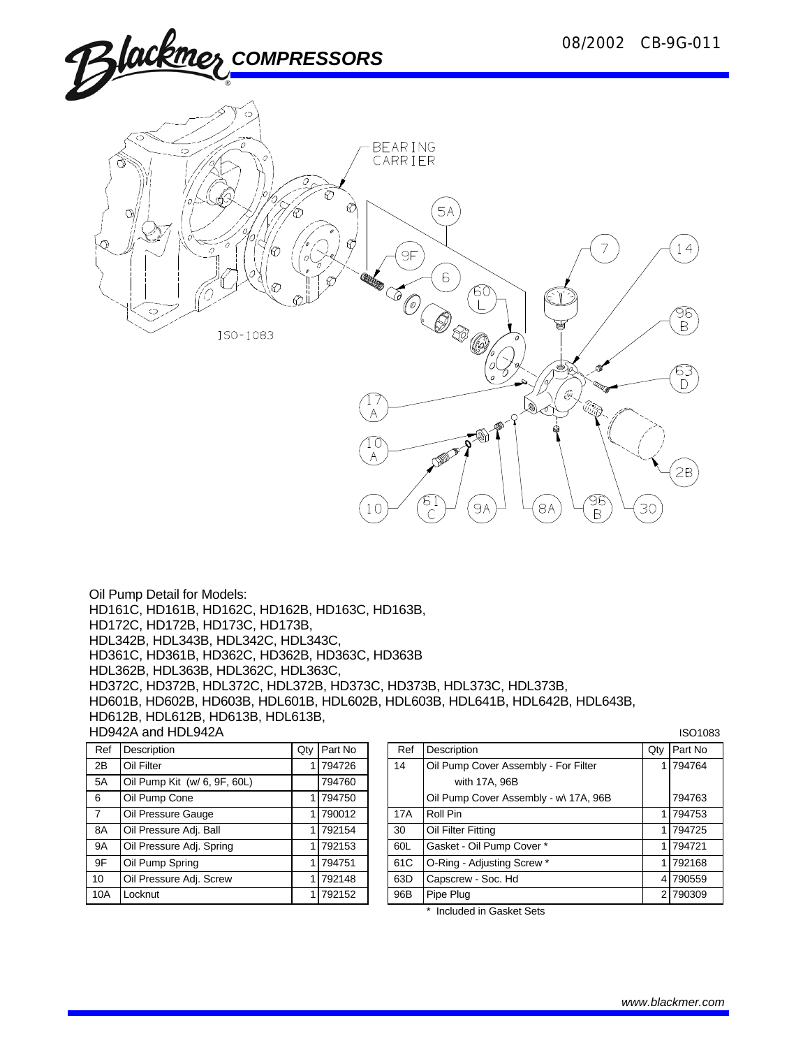Oil Pump Detail for Models:
HD161C, HD161B, HD162C, HD162B, HD163C, HD163B,
HD172C, HD172B, HD173C, HD173B,
HDL342B, HDL343B, HDL342C, HDL343C,
HD361C, HD361B, HD362C, HD362B, HD363C, HD363B
HDL362B, HDL363B, HDL362C, HDL363C,
HD372C, HD372B, HDL372C, HDL372B, HD373C, HD373B, HDL373C, HDL373B,
HD601B, HD602B, HD603B, HDL601B, HDL602B, HDL603B, HDL641B, HDL642B, HDL643B,
HD612B, HDL612B, HD613B, HDL613B,
HD942A and HDL942A

ISO1083

| Ref | Description | Qty | Part No |
|---|---|---|---|
| 2B | Oil Filter | 1 | 794726 |
| 5A | Oil Pump Kit (w/ 6, 9F, 60L) | | 794760 |
| 6 | Oil Pump Cone | 1 | 794750 |
| 7 | Oil Pressure Gauge | 1 | 790012 |
| 8A | Oil Pressure Adj. Ball | 1 | 792154 |
| 9A | Oil Pressure Adj. Spring | 1 | 792153 |
| 9F | Oil Pump Spring | 1 | 794751 |
| 10 | Oil Pressure Adj. Screw | 1 | 792148 |
| 10A | Locknut | 1 | 792152 |

| Ref | Description | Qty | Part No |
|---|---|---|---|
| 14 | Oil Pump Cover Assembly - For Filter with 17A, 96B | 1 | 794764 |
| | Oil Pump Cover Assembly - w\ 17A, 96B | | 794763 |
| 17A | Roll Pin | 1 | 794753 |
| 30 | Oil Filter Fitting | 1 | 794725 |
| 60L | Gasket - Oil Pump Cover * | 1 | 794721 |
| 61C | O-Ring - Adjusting Screw * | 1 | 792168 |
| 63D | Capscrew - Soc. Hd | 4 | 790559 |
| 96B | Pipe Plug | 2 | 790309 |

* Included in Gasket Sets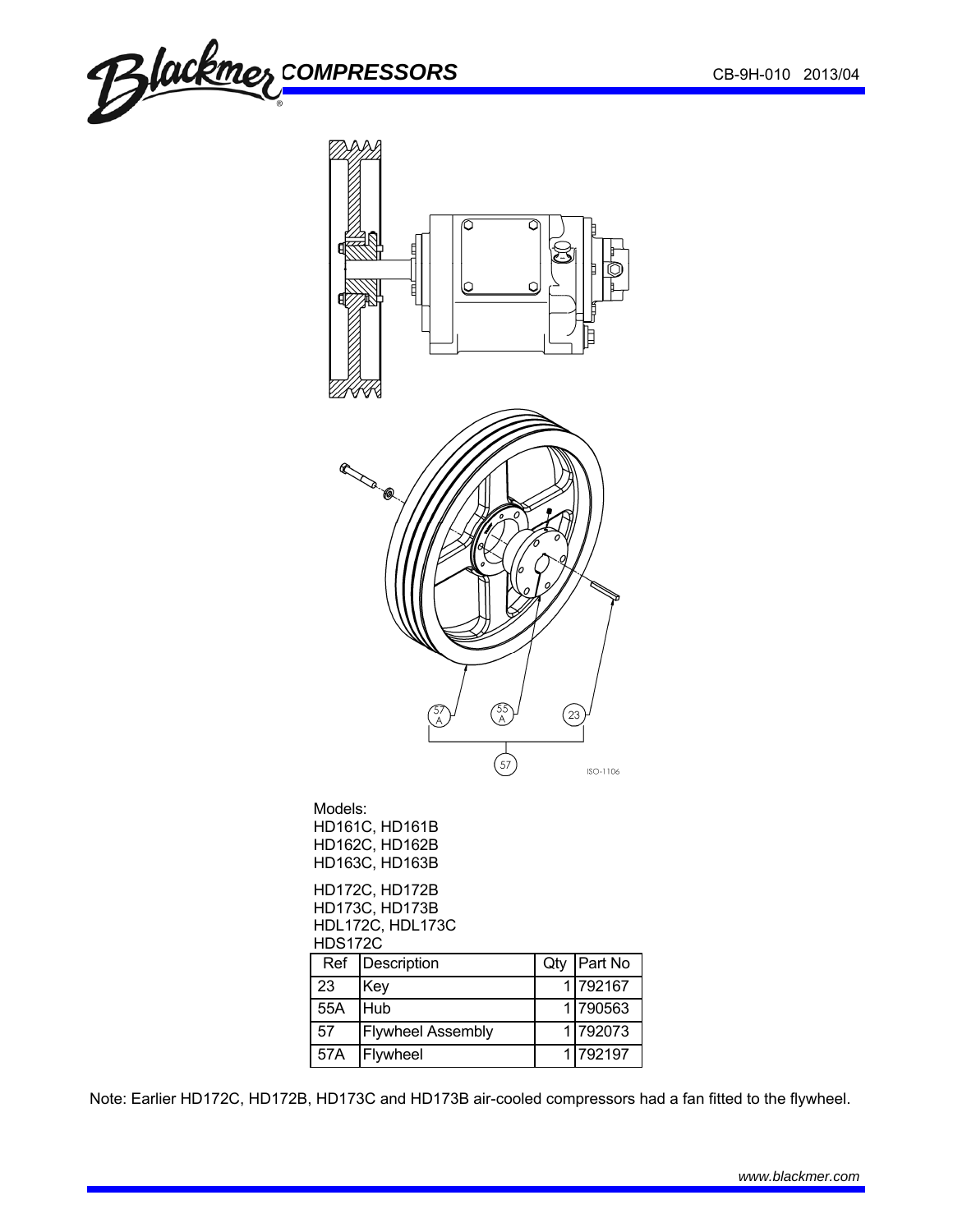Models:
HD161C, HD161B
HD162C, HD162B
HD163C, HD163B

HD172C, HD172B
HD173C, HD173B
HDL172C, HDL173C
HDS172C

| Ref | Description | Qty | Part No |
|---|---|---|---|
| 23 | Key | 1 | 792167 |
| 55A | Hub | 1 | 790563 |
| 57 | Flywheel Assembly | 1 | 792073 |
| 57A | Flywheel | 1 | 792197 |

Note: Earlier HD172C, HD172B, HD173C and HD173B air-cooled compressors had a fan fitted to the flywheel.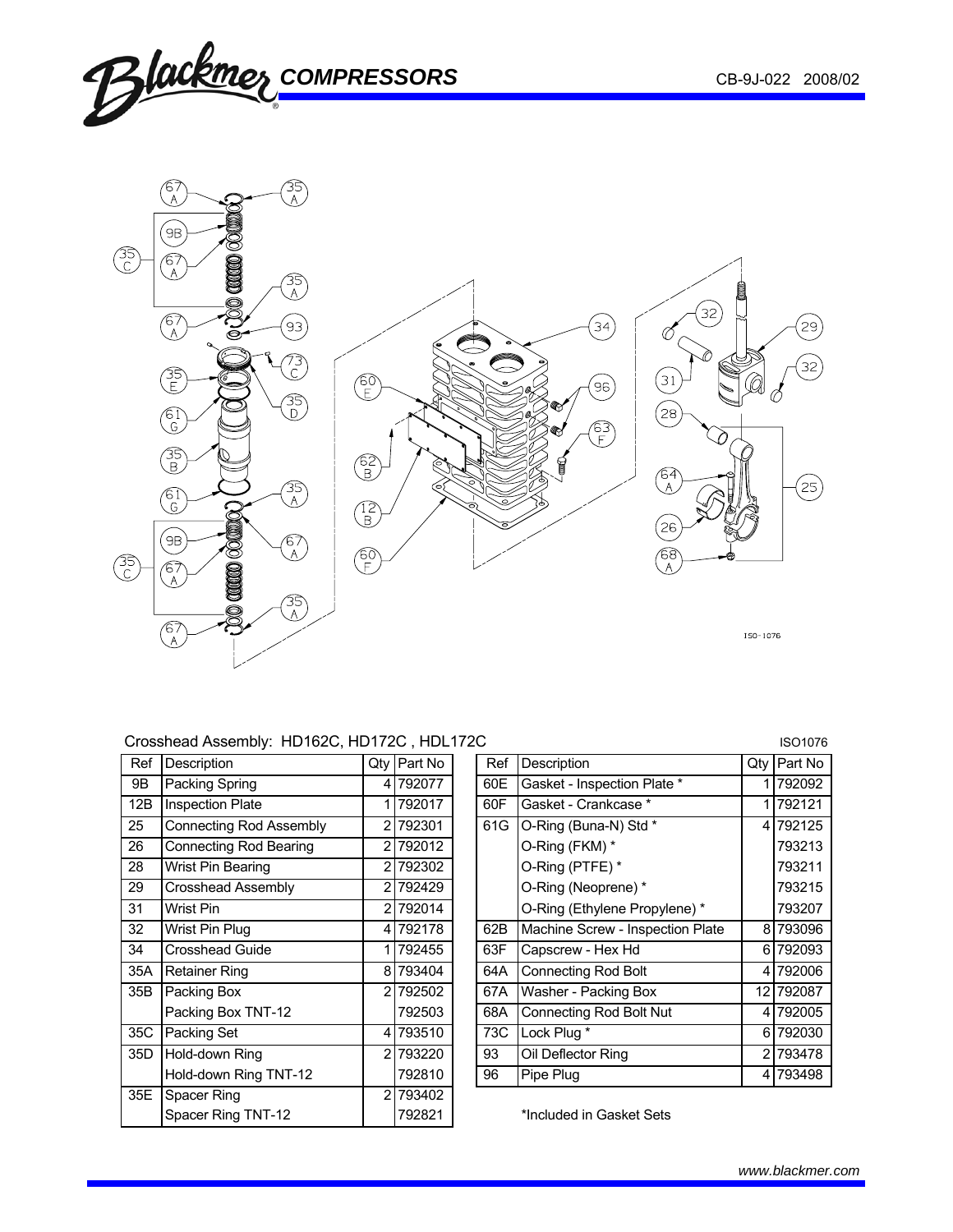Crosshead Assembly: HD162C, HD172C , HDL172C

ISO1076

| Ref | Description | Qty | Part No |
|---|---|---|---|
| 9B | Packing Spring | 4 | 792077 |
| 12B | Inspection Plate | 1 | 792017 |
| 25 | Connecting Rod Assembly | 2 | 792301 |
| 26 | Connecting Rod Bearing | 2 | 792012 |
| 28 | Wrist Pin Bearing | 2 | 792302 |
| 29 | Crosshead Assembly | 2 | 792429 |
| 31 | Wrist Pin | 2 | 792014 |
| 32 | Wrist Pin Plug | 4 | 792178 |
| 34 | Crosshead Guide | 1 | 792455 |
| 35A | Retainer Ring | 8 | 793404 |
| 35B | Packing Box | 2 | 792502 |
| | Packing Box TNT-12 | | 792503 |
| 35C | Packing Set | 4 | 793510 |
| 35D | Hold-down Ring | 2 | 793220 |
| | Hold-down Ring TNT-12 | | 792810 |
| 35E | Spacer Ring | 2 | 793402 |
| | Spacer Ring TNT-12 | | 792821 |

| Ref | Description | Qty | Part No |
|---|---|---|---|
| 60E | Gasket - Inspection Plate * | 1 | 792092 |
| 60F | Gasket - Crankcase * | 1 | 792121 |
| 61G | O-Ring (Buna-N) Std * | 4 | 792125 |
| | O-Ring (FKM) * | | 793213 |
| | O-Ring (PTFE) * | | 793211 |
| | O-Ring (Neoprene) * | | 793215 |
| | O-Ring (Ethylene Propylene) * | | 793207 |
| 62B | Machine Screw - Inspection Plate | 8 | 793096 |
| 63F | Capscrew - Hex Hd | 6 | 792093 |
| 64A | Connecting Rod Bolt | 4 | 792006 |
| 67A | Washer - Packing Box | 12 | 792087 |
| 68A | Connecting Rod Bolt Nut | 4 | 792005 |
| 73C | Lock Plug * | 6 | 792030 |
| 93 | Oil Deflector Ring | 2 | 793478 |
| 96 | Pipe Plug | 4 | 793498 |

*Included in Gasket Sets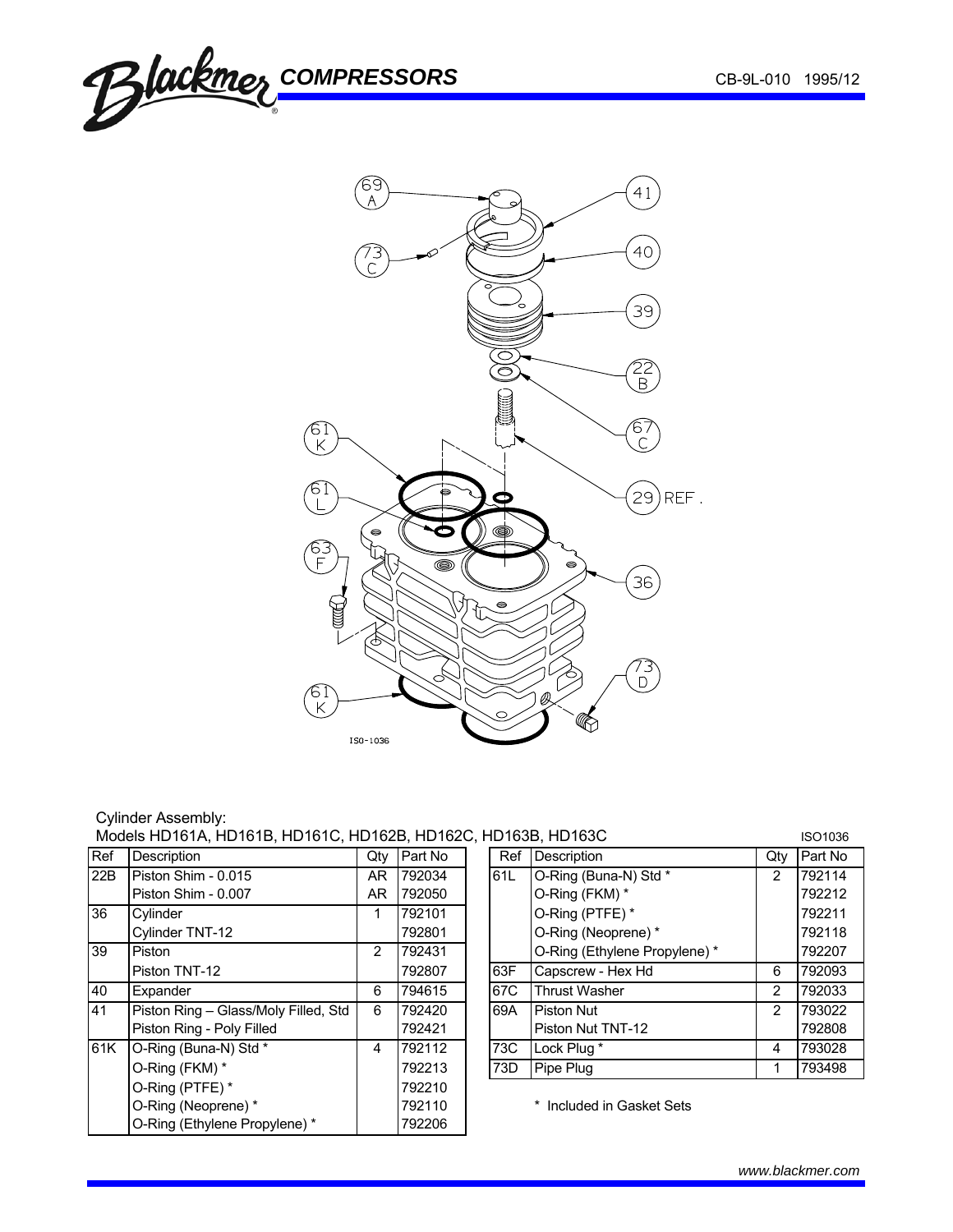Cylinder Assembly:

Models HD161A, HD161B, HD161C, HD162B, HD162C, HD163B, HD163C

ISO1036

| Ref | Description | Qty | Part No |
|---|---|---|---|
| 22B | Piston Shim - 0.015 | AR | 792034 |
| | Piston Shim - 0.007 | AR | 792050 |
| 36 | Cylinder | 1 | 792101 |
| | Cylinder TNT-12 | | 792801 |
| 39 | Piston | 2 | 792431 |
| | Piston TNT-12 | | 792807 |
| 40 | Expander | 6 | 794615 |
| 41 | Piston Ring – Glass/Moly Filled, Std | 6 | 792420 |
| | Piston Ring - Poly Filled | | 792421 |
| 61K | O-Ring (Buna-N) Std * | 4 | 792112 |
| | O-Ring (FKM) * | | 792213 |
| | O-Ring (PTFE) * | | 792210 |
| | O-Ring (Neoprene) * | | 792110 |
| | O-Ring (Ethylene Propylene) * | | 792206 |

| Ref | Description | Qty | Part No |
|---|---|---|---|
| 61L | O-Ring (Buna-N) Std * | 2 | 792114 |
| | O-Ring (FKM) * | | 792212 |
| | O-Ring (PTFE) * | | 792211 |
| | O-Ring (Neoprene) * | | 792118 |
| | O-Ring (Ethylene Propylene) * | | 792207 |
| 63F | Capscrew - Hex Hd | 6 | 792093 |
| 67C | Thrust Washer | 2 | 792033 |
| 69A | Piston Nut | 2 | 793022 |
| | Piston Nut TNT-12 | | 792808 |
| 73C | Lock Plug * | 4 | 793028 |
| 73D | Pipe Plug | 1 | 793498 |

\* Included in Gasket Sets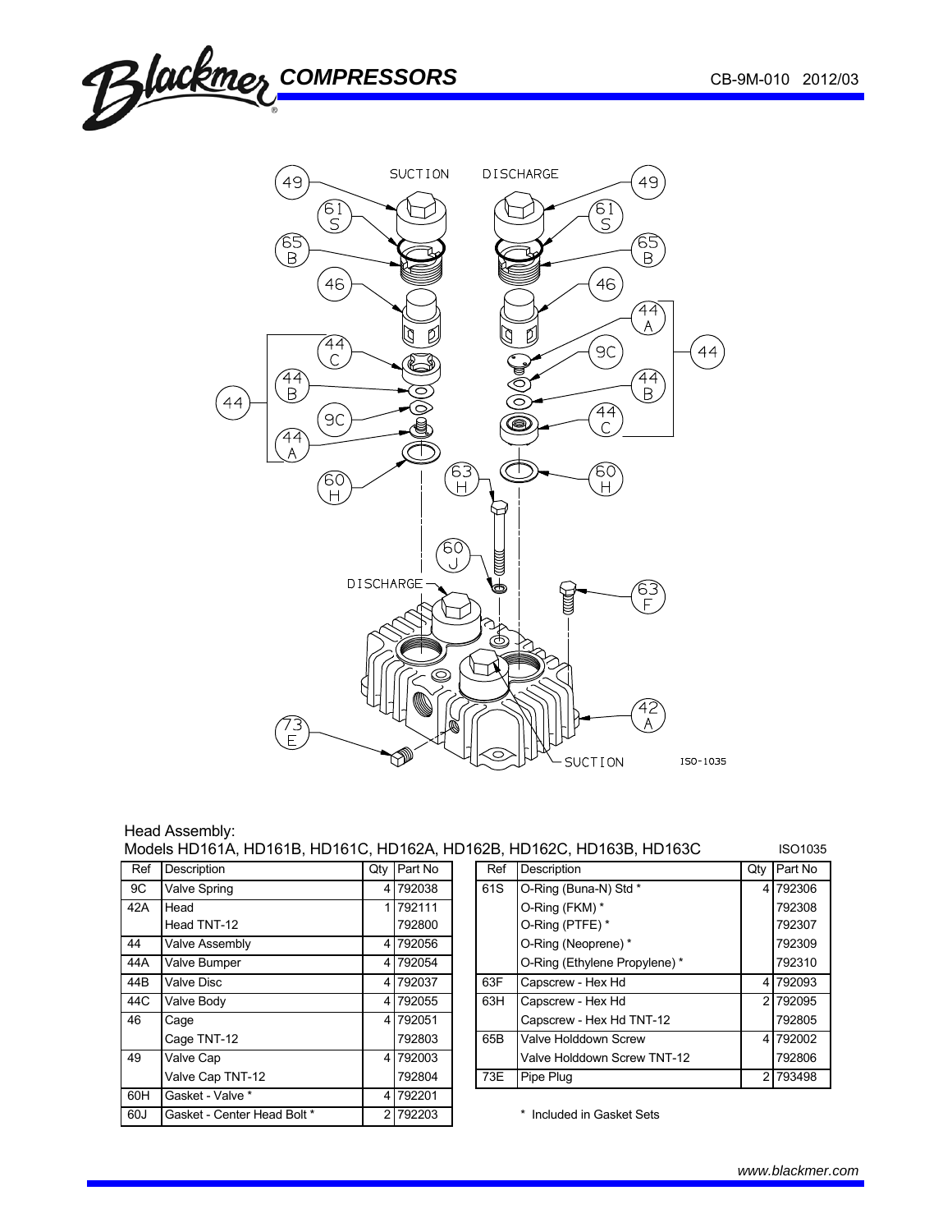Head Assembly:

Models HD161A, HD161B, HD161C, HD162A, HD162B, HD162C, HD163B, HD163C

ISO1035

| Ref | Description | Qty | Part No |
|---|---|---|---|
| 9C | Valve Spring | 4 | 792038 |
| 42A | Head | 1 | 792111 |
| | Head TNT-12 | | 792800 |
| 44 | Valve Assembly | 4 | 792056 |
| 44A | Valve Bumper | 4 | 792054 |
| 44B | Valve Disc | 4 | 792037 |
| 44C | Valve Body | 4 | 792055 |
| 46 | Cage | 4 | 792051 |
| | Cage TNT-12 | | 792803 |
| 49 | Valve Cap | 4 | 792003 |
| | Valve Cap TNT-12 | | 792804 |
| 60H | Gasket - Valve * | 4 | 792201 |
| 60J | Gasket - Center Head Bolt * | 2 | 792203 |

| Ref | Description | Qty | Part No |
|---|---|---|---|
| 61S | O-Ring (Buna-N) Std * | 4 | 792306 |
| | O-Ring (FKM) * | | 792308 |
| | O-Ring (PTFE) * | | 792307 |
| | O-Ring (Neoprene) * | | 792309 |
| | O-Ring (Ethylene Propylene) * | | 792310 |
| 63F | Capscrew - Hex Hd | 4 | 792093 |
| 63H | Capscrew - Hex Hd | 2 | 792095 |
| | Capscrew - Hex Hd TNT-12 | | 792805 |
| 65B | Valve Holddown Screw | 4 | 792002 |
| | Valve Holddown Screw TNT-12 | | 792806 |
| 73E | Pipe Plug | 2 | 793498 |

\* Included in Gasket Sets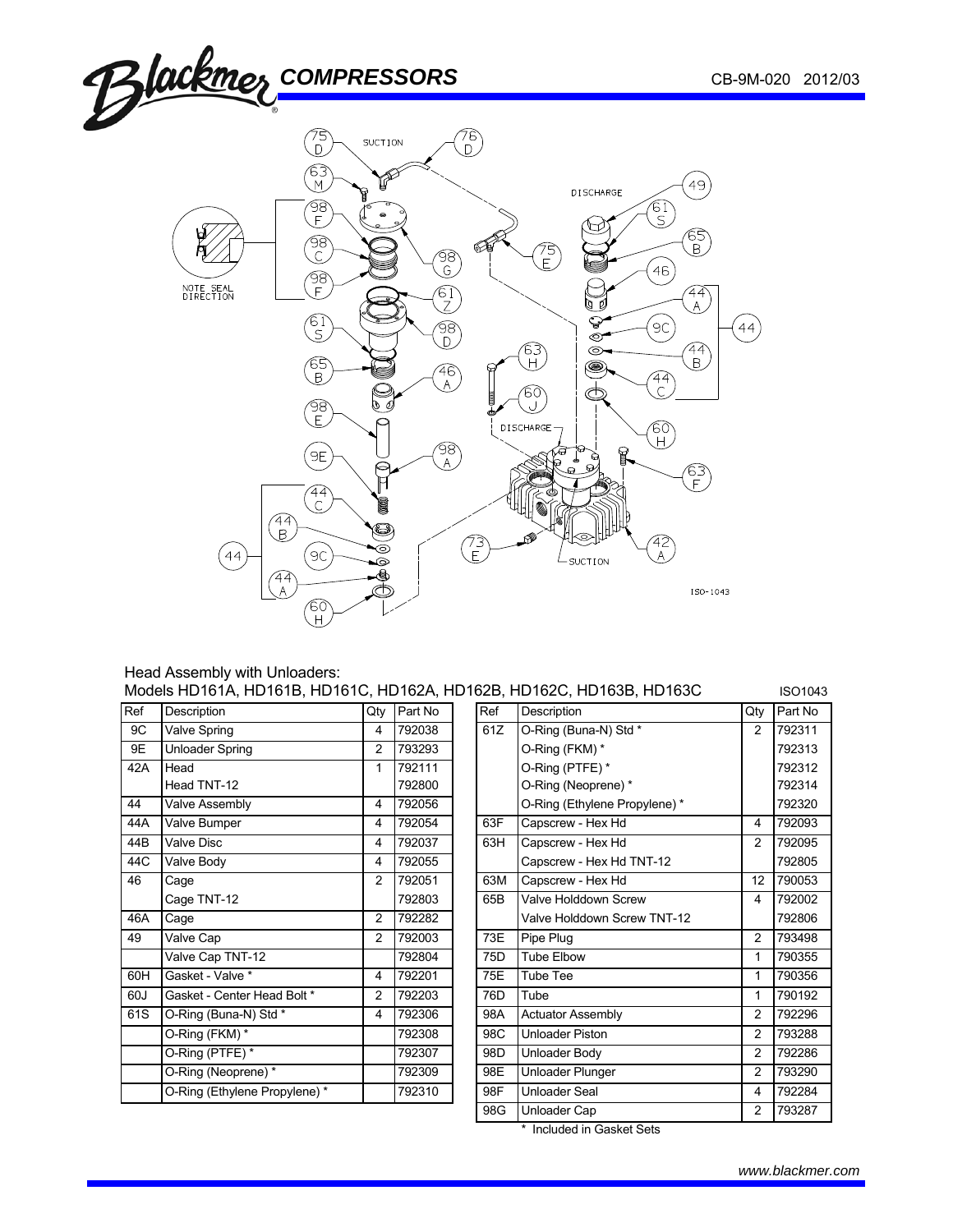Head Assembly with Unloaders:

Models HD161A, HD161B, HD161C, HD162A, HD162B, HD162C, HD163B, HD163C

ISO1043

| Ref | Description | Qty | Part No |
|---|---|---|---|
| 9C | Valve Spring | 4 | 792038 |
| 9E | Unloader Spring | 2 | 793293 |
| 42A | Head | 1 | 792111 |
| | Head TNT-12 | | 792800 |
| 44 | Valve Assembly | 4 | 792056 |
| 44A | Valve Bumper | 4 | 792054 |
| 44B | Valve Disc | 4 | 792037 |
| 44C | Valve Body | 4 | 792055 |
| 46 | Cage | 2 | 792051 |
| | Cage TNT-12 | | 792803 |
| 46A | Cage | 2 | 792282 |
| 49 | Valve Cap | 2 | 792003 |
| | Valve Cap TNT-12 | | 792804 |
| 60H | Gasket - Valve * | 4 | 792201 |
| 60J | Gasket - Center Head Bolt * | 2 | 792203 |
| 61S | O-Ring (Buna-N) Std * | 4 | 792306 |
| | O-Ring (FKM) * | | 792308 |
| | O-Ring (PTFE) * | | 792307 |
| | O-Ring (Neoprene) * | | 792309 |
| | O-Ring (Ethylene Propylene) * | | 792310 |
| 61Z | O-Ring (Buna-N) Std * | 2 | 792311 |
| | O-Ring (FKM) * | | 792313 |
| | O-Ring (PTFE) * | | 792312 |
| | O-Ring (Neoprene) * | | 792314 |
| | O-Ring (Ethylene Propylene) * | | 792320 |
| 63F | Capscrew - Hex Hd | 4 | 792093 |
| 63H | Capscrew - Hex Hd | 2 | 792095 |
| | Capscrew - Hex Hd TNT-12 | | 792805 |
| 63M | Capscrew - Hex Hd | 12 | 790053 |
| 65B | Valve Holddown Screw | 4 | 792002 |
| | Valve Holddown Screw TNT-12 | | 792806 |
| 73E | Pipe Plug | 2 | 793498 |
| 75D | Tube Elbow | 1 | 790355 |
| 75E | Tube Tee | 1 | 790356 |
| 76D | Tube | 1 | 790192 |
| 98A | Actuator Assembly | 2 | 792296 |
| 98C | Unloader Piston | 2 | 793288 |
| 98D | Unloader Body | 2 | 792286 |
| 98E | Unloader Plunger | 2 | 793290 |
| 98F | Unloader Seal | 4 | 792284 |
| 98G | Unloader Cap | 2 | 793287 |

\* Included in Gasket Sets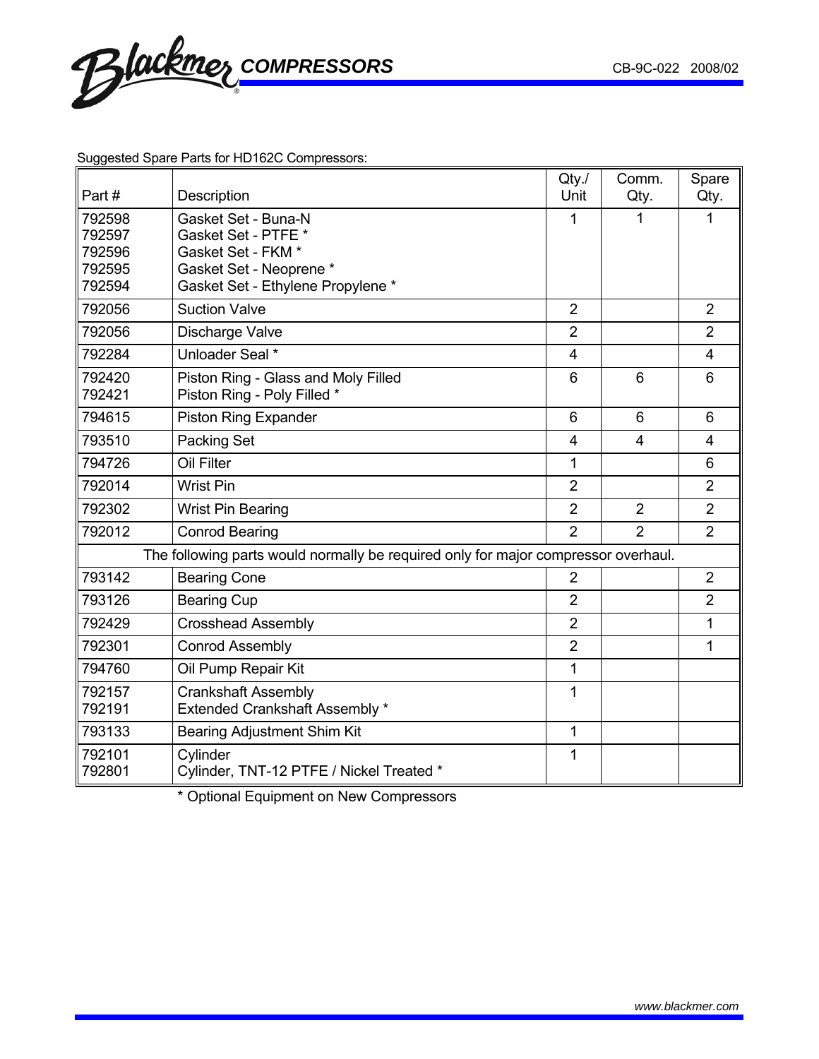Suggested Spare Parts for HD162C Compressors:

| Part # | Description | Qty./ Unit | Comm. Qty. | Spare Qty. |
| --- | --- | --- | --- | --- |
| 792598<br>792597<br>792596<br>792595<br>792594 | Gasket Set - Buna-N<br>Gasket Set - PTFE *<br>Gasket Set - FKM *<br>Gasket Set - Neoprene *<br>Gasket Set - Ethylene Propylene * | 1 | 1 | 1 |
| 792056 | Suction Valve | 2 | | 2 |
| 792056 | Discharge Valve | 2 | | 2 |
| 792284 | Unloader Seal * | 4 | | 4 |
| 792420<br>792421 | Piston Ring - Glass and Moly Filled<br>Piston Ring - Poly Filled * | 6 | 6 | 6 |
| 794615 | Piston Ring Expander | 6 | 6 | 6 |
| 793510 | Packing Set | 4 | 4 | 4 |
| 794726 | Oil Filter | 1 | | 6 |
| 792014 | Wrist Pin | 2 | | 2 |
| 792302 | Wrist Pin Bearing | 2 | 2 | 2 |
| 792012 | Conrod Bearing | 2 | 2 | 2 |
| The following parts would normally be required only for major compressor overhaul. | | | | |
| 793142 | Bearing Cone | 2 | | 2 |
| 793126 | Bearing Cup | 2 | | 2 |
| 792429 | Crosshead Assembly | 2 | | 1 |
| 792301 | Conrod Assembly | 2 | | 1 |
| 794760 | Oil Pump Repair Kit | 1 | | |
| 792157<br>792191 | Crankshaft Assembly<br>Extended Crankshaft Assembly * | 1 | | |
| 793133 | Bearing Adjustment Shim Kit | 1 | | |
| 792101<br>792801 | Cylinder<br>Cylinder, TNT-12 PTFE / Nickel Treated * | 1 | | |

* Optional Equipment on New Compressors